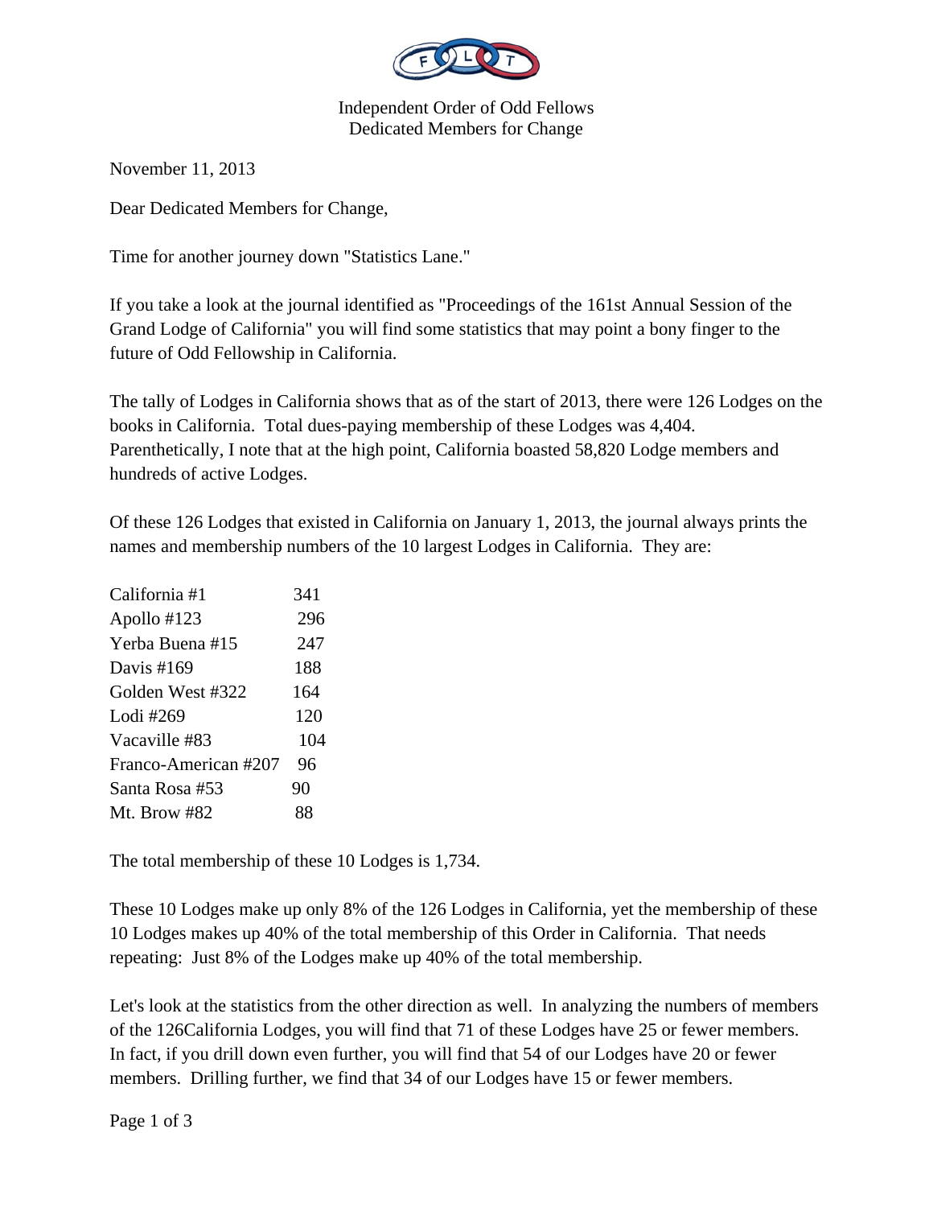Independent Order of Odd Fellows
Dedicated Members for Change

November 11, 2013

Dear Dedicated Members for Change,

Time for another journey down "Statistics Lane."

If you take a look at the journal identified as "Proceedings of the 161st Annual Session of the Grand Lodge of California" you will find some statistics that may point a bony finger to the future of Odd Fellowship in California.

The tally of Lodges in California shows that as of the start of 2013, there were 126 Lodges on the books in California. Total dues-paying membership of these Lodges was 4,404. Parenthetically, I note that at the high point, California boasted 58,820 Lodge members and hundreds of active Lodges.

Of these 126 Lodges that existed in California on January 1, 2013, the journal always prints the names and membership numbers of the 10 largest Lodges in California. They are:

| | |
|---|---|
| California #1 | 341 |
| Apollo #123 | 296 |
| Yerba Buena #15 | 247 |
| Davis #169 | 188 |
| Golden West #322 | 164 |
| Lodi #269 | 120 |
| Vacaville #83 | 104 |
| Franco-American #207 | 96 |
| Santa Rosa #53 | 90 |
| Mt. Brow #82 | 88 |

The total membership of these 10 Lodges is 1,734.

These 10 Lodges make up only 8% of the 126 Lodges in California, yet the membership of these 10 Lodges makes up 40% of the total membership of this Order in California. That needs repeating: Just 8% of the Lodges make up 40% of the total membership.

Let's look at the statistics from the other direction as well. In analyzing the numbers of members of the 126California Lodges, you will find that 71 of these Lodges have 25 or fewer members. In fact, if you drill down even further, you will find that 54 of our Lodges have 20 or fewer members. Drilling further, we find that 34 of our Lodges have 15 or fewer members.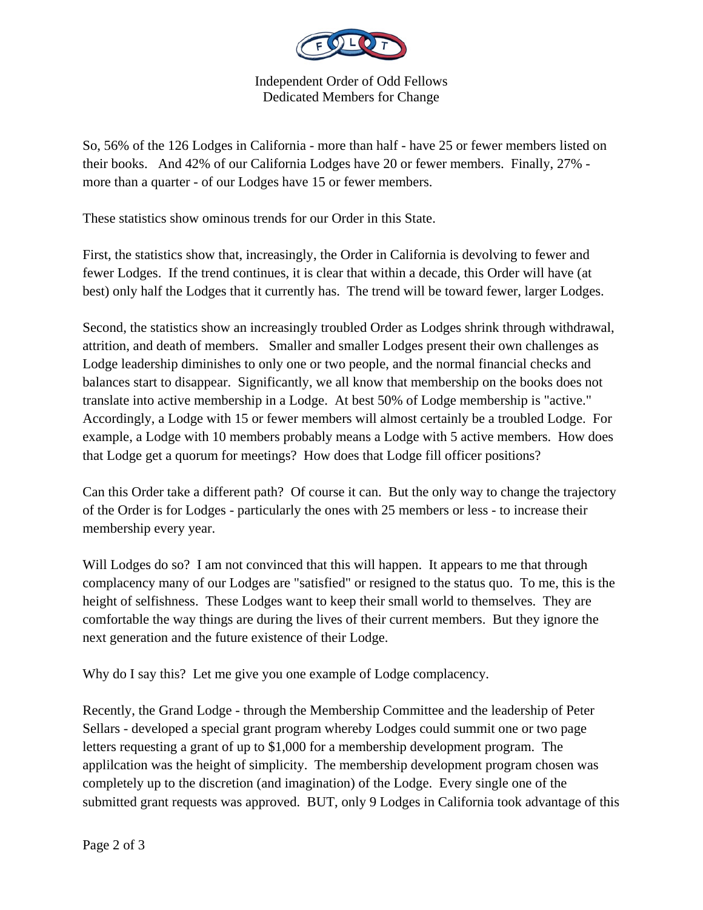So, 56% of the 126 Lodges in California - more than half - have 25 or fewer members listed on their books. And 42% of our California Lodges have 20 or fewer members. Finally, 27% - more than a quarter - of our Lodges have 15 or fewer members.

These statistics show ominous trends for our Order in this State.

First, the statistics show that, increasingly, the Order in California is devolving to fewer and fewer Lodges. If the trend continues, it is clear that within a decade, this Order will have (at best) only half the Lodges that it currently has. The trend will be toward fewer, larger Lodges.

Second, the statistics show an increasingly troubled Order as Lodges shrink through withdrawal, attrition, and death of members. Smaller and smaller Lodges present their own challenges as Lodge leadership diminishes to only one or two people, and the normal financial checks and balances start to disappear. Significantly, we all know that membership on the books does not translate into active membership in a Lodge. At best 50% of Lodge membership is "active." Accordingly, a Lodge with 15 or fewer members will almost certainly be a troubled Lodge. For example, a Lodge with 10 members probably means a Lodge with 5 active members. How does that Lodge get a quorum for meetings? How does that Lodge fill officer positions?

Can this Order take a different path? Of course it can. But the only way to change the trajectory of the Order is for Lodges - particularly the ones with 25 members or less - to increase their membership every year.

Will Lodges do so? I am not convinced that this will happen. It appears to me that through complacency many of our Lodges are "satisfied" or resigned to the status quo. To me, this is the height of selfishness. These Lodges want to keep their small world to themselves. They are comfortable the way things are during the lives of their current members. But they ignore the next generation and the future existence of their Lodge.

Why do I say this? Let me give you one example of Lodge complacency.

Recently, the Grand Lodge - through the Membership Committee and the leadership of Peter Sellars - developed a special grant program whereby Lodges could summit one or two page letters requesting a grant of up to $1,000 for a membership development program. The applilcation was the height of simplicity. The membership development program chosen was completely up to the discretion (and imagination) of the Lodge. Every single one of the submitted grant requests was approved. BUT, only 9 Lodges in California took advantage of this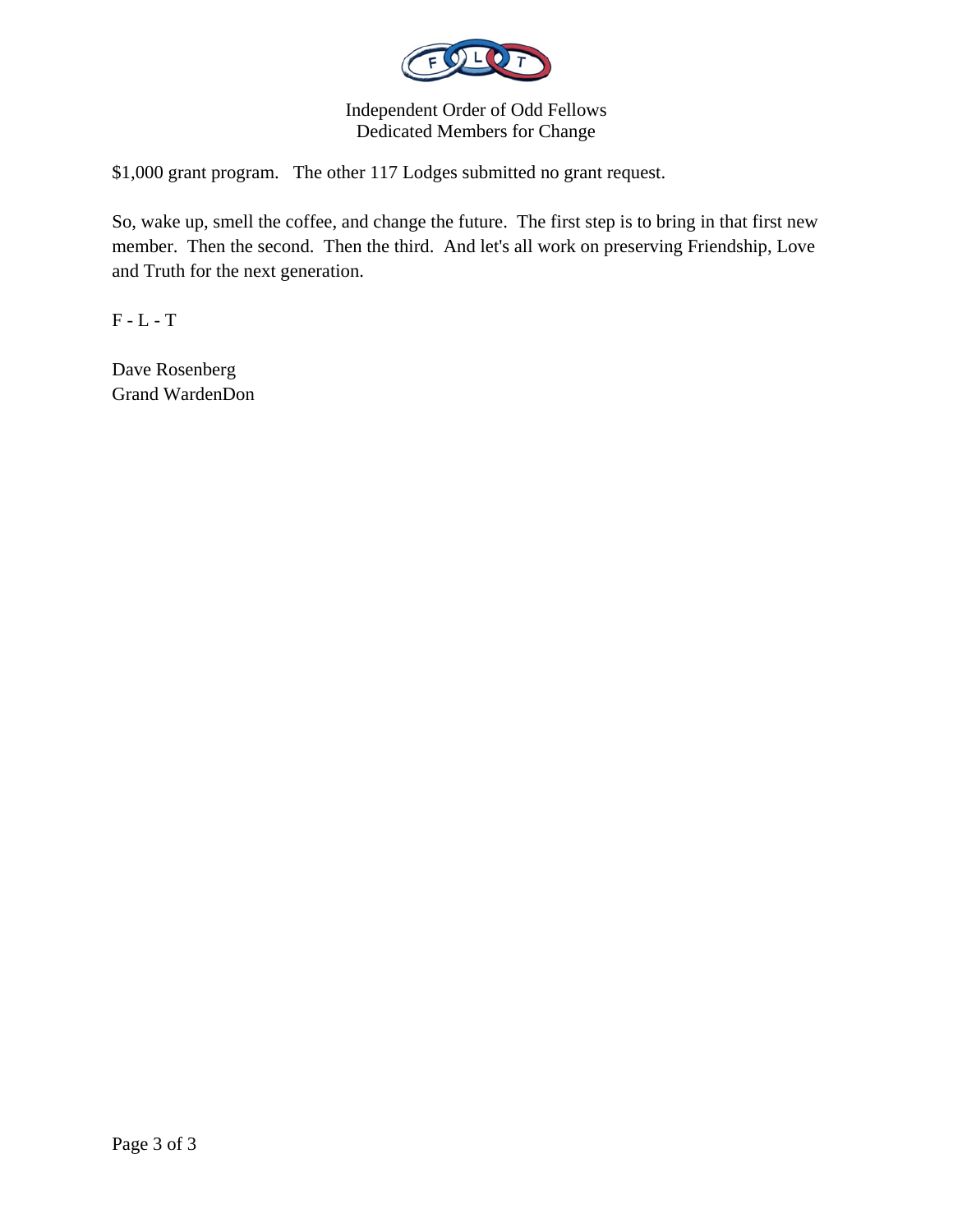$1,000 grant program.   The other 117 Lodges submitted no grant request.

So, wake up, smell the coffee, and change the future.  The first step is to bring in that first new member.  Then the second.  Then the third.  And let's all work on preserving Friendship, Love and Truth for the next generation.

F - L - T

Dave Rosenberg
Grand WardenDon